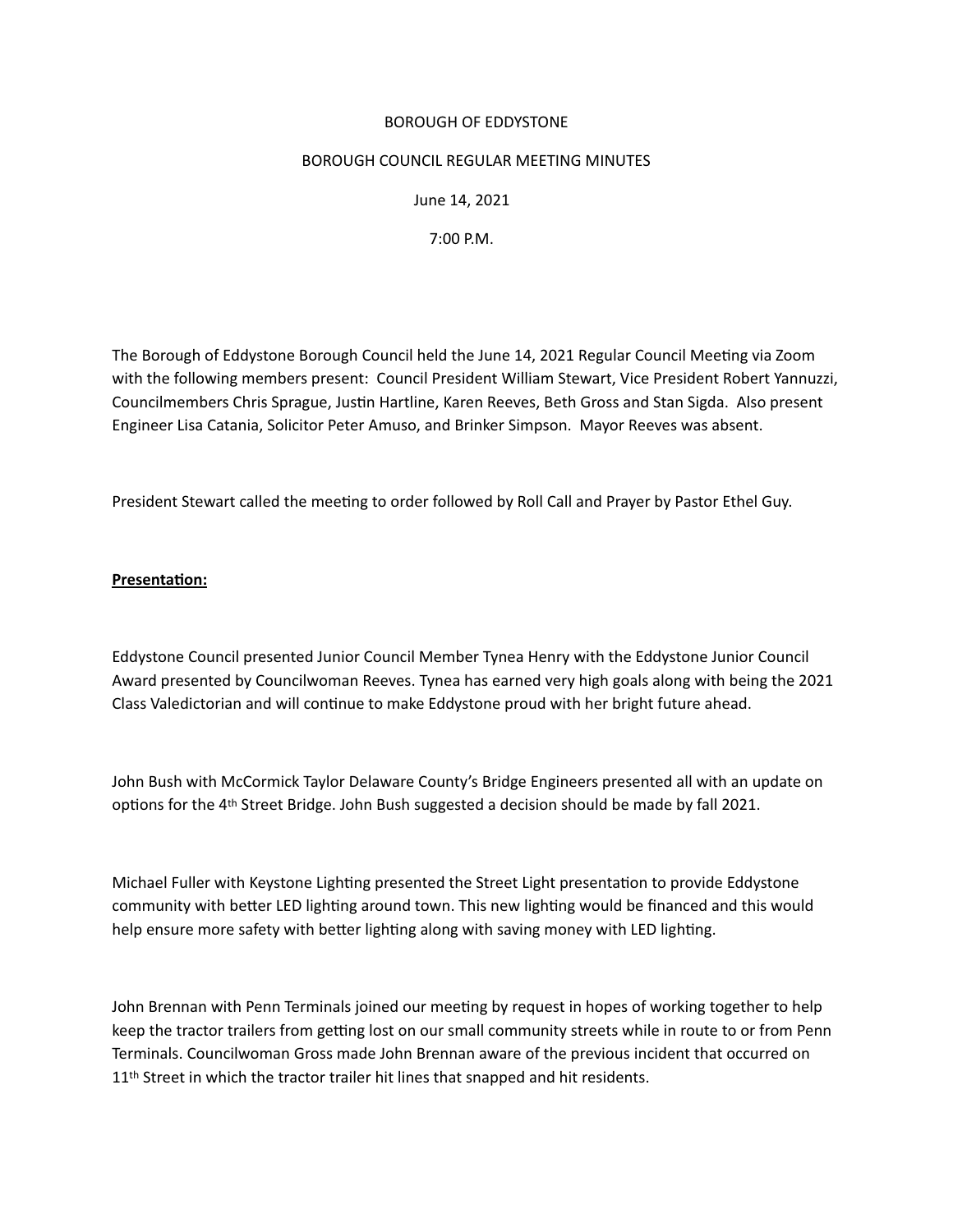BOROUGH OF EDDYSTONE

BOROUGH COUNCIL REGULAR MEETING MINUTES

June 14, 2021

7:00 P.M.

The Borough of Eddystone Borough Council held the June 14, 2021 Regular Council Meeting via Zoom with the following members present: Council President William Stewart, Vice President Robert Yannuzzi, Councilmembers Chris Sprague, Justin Hartline, Karen Reeves, Beth Gross and Stan Sigda. Also present Engineer Lisa Catania, Solicitor Peter Amuso, and Brinker Simpson. Mayor Reeves was absent.

President Stewart called the meeting to order followed by Roll Call and Prayer by Pastor Ethel Guy.

**Presentation:**

Eddystone Council presented Junior Council Member Tynea Henry with the Eddystone Junior Council Award presented by Councilwoman Reeves. Tynea has earned very high goals along with being the 2021 Class Valedictorian and will continue to make Eddystone proud with her bright future ahead.

John Bush with McCormick Taylor Delaware County's Bridge Engineers presented all with an update on options for the 4th Street Bridge. John Bush suggested a decision should be made by fall 2021.

Michael Fuller with Keystone Lighting presented the Street Light presentation to provide Eddystone community with better LED lighting around town. This new lighting would be financed and this would help ensure more safety with better lighting along with saving money with LED lighting.

John Brennan with Penn Terminals joined our meeting by request in hopes of working together to help keep the tractor trailers from getting lost on our small community streets while in route to or from Penn Terminals. Councilwoman Gross made John Brennan aware of the previous incident that occurred on 11th Street in which the tractor trailer hit lines that snapped and hit residents.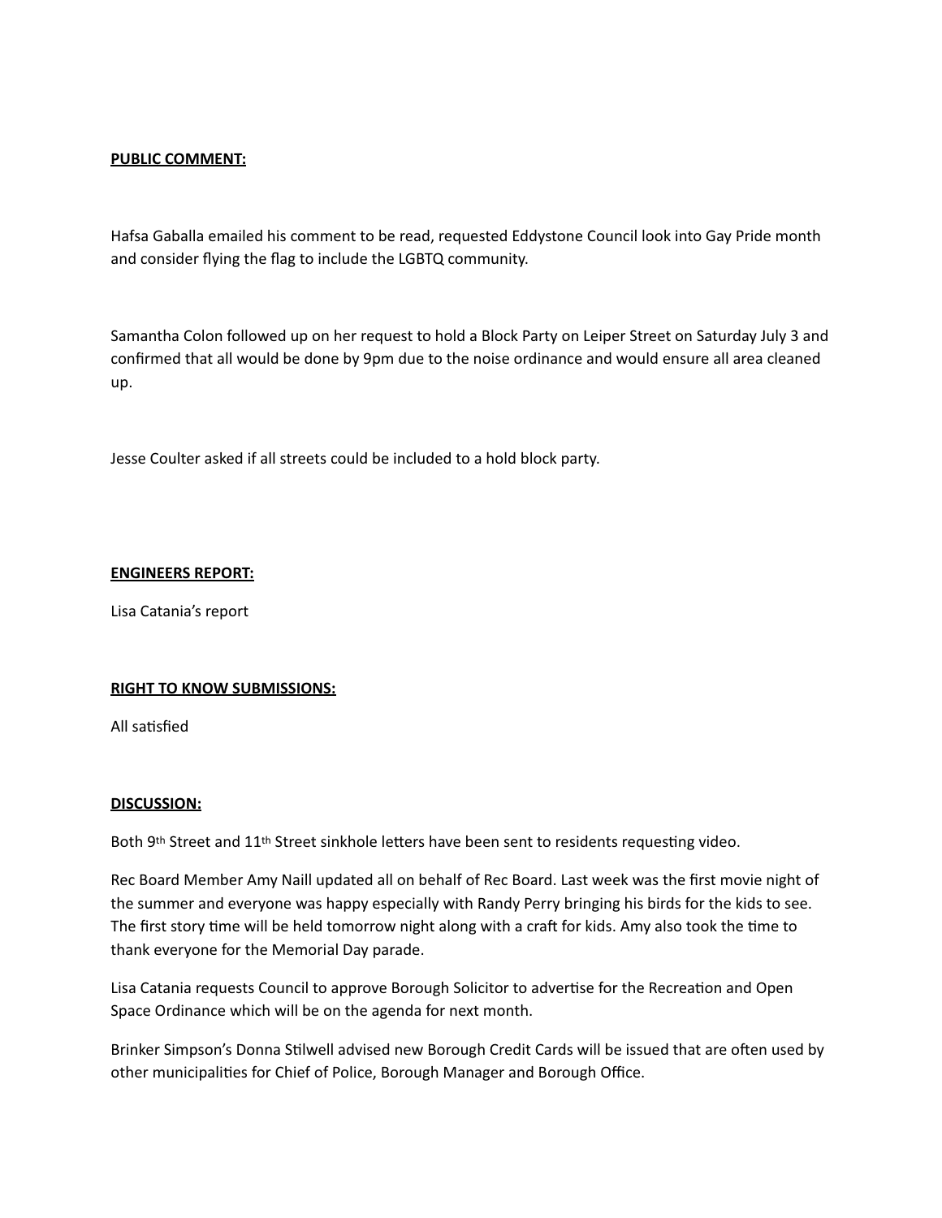**PUBLIC COMMENT:**

Hafsa Gaballa emailed his comment to be read, requested Eddystone Council look into Gay Pride month and consider flying the flag to include the LGBTQ community.

Samantha Colon followed up on her request to hold a Block Party on Leiper Street on Saturday July 3 and confirmed that all would be done by 9pm due to the noise ordinance and would ensure all area cleaned up.

Jesse Coulter asked if all streets could be included to a hold block party.

**ENGINEERS REPORT:**

Lisa Catania's report

**RIGHT TO KNOW SUBMISSIONS:**

All satisfied

**DISCUSSION:**

Both 9th Street and 11th Street sinkhole letters have been sent to residents requesting video.

Rec Board Member Amy Naill updated all on behalf of Rec Board. Last week was the first movie night of the summer and everyone was happy especially with Randy Perry bringing his birds for the kids to see. The first story time will be held tomorrow night along with a craft for kids. Amy also took the time to thank everyone for the Memorial Day parade.

Lisa Catania requests Council to approve Borough Solicitor to advertise for the Recreation and Open Space Ordinance which will be on the agenda for next month.

Brinker Simpson's Donna Stilwell advised new Borough Credit Cards will be issued that are often used by other municipalities for Chief of Police, Borough Manager and Borough Office.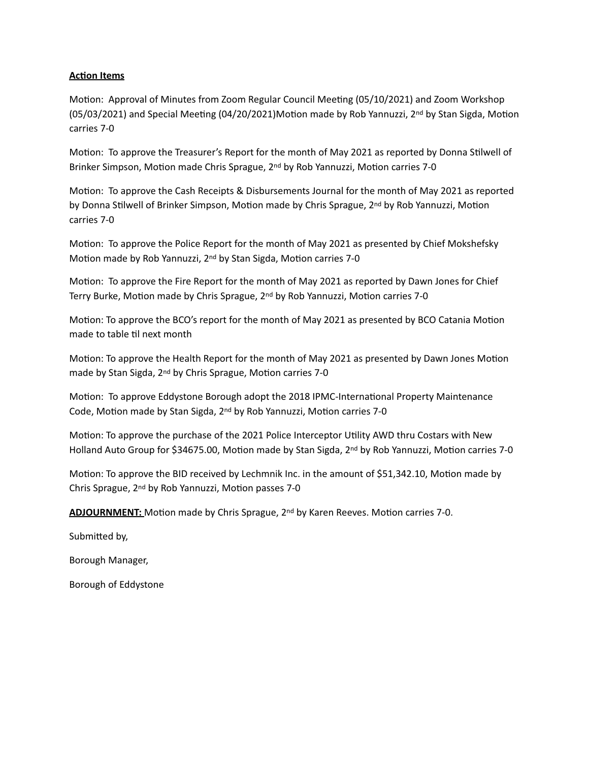**Action Items**

Motion: Approval of Minutes from Zoom Regular Council Meeting (05/10/2021) and Zoom Workshop (05/03/2021) and Special Meeting (04/20/2021)Motion made by Rob Yannuzzi, 2nd by Stan Sigda, Motion carries 7-0

Motion: To approve the Treasurer's Report for the month of May 2021 as reported by Donna Stilwell of Brinker Simpson, Motion made Chris Sprague, 2nd by Rob Yannuzzi, Motion carries 7-0

Motion: To approve the Cash Receipts & Disbursements Journal for the month of May 2021 as reported by Donna Stilwell of Brinker Simpson, Motion made by Chris Sprague, 2nd by Rob Yannuzzi, Motion carries 7-0

Motion: To approve the Police Report for the month of May 2021 as presented by Chief Mokshefsky Motion made by Rob Yannuzzi, 2nd by Stan Sigda, Motion carries 7-0

Motion: To approve the Fire Report for the month of May 2021 as reported by Dawn Jones for Chief Terry Burke, Motion made by Chris Sprague, 2nd by Rob Yannuzzi, Motion carries 7-0

Motion: To approve the BCO's report for the month of May 2021 as presented by BCO Catania Motion made to table til next month

Motion: To approve the Health Report for the month of May 2021 as presented by Dawn Jones Motion made by Stan Sigda, 2nd by Chris Sprague, Motion carries 7-0

Motion: To approve Eddystone Borough adopt the 2018 IPMC-International Property Maintenance Code, Motion made by Stan Sigda, 2nd by Rob Yannuzzi, Motion carries 7-0

Motion: To approve the purchase of the 2021 Police Interceptor Utility AWD thru Costars with New Holland Auto Group for $34675.00, Motion made by Stan Sigda, 2nd by Rob Yannuzzi, Motion carries 7-0

Motion: To approve the BID received by Lechmnik Inc. in the amount of $51,342.10, Motion made by Chris Sprague, 2nd by Rob Yannuzzi, Motion passes 7-0

**ADJOURNMENT:** Motion made by Chris Sprague, 2nd by Karen Reeves. Motion carries 7-0.

Submitted by,

Borough Manager,

Borough of Eddystone